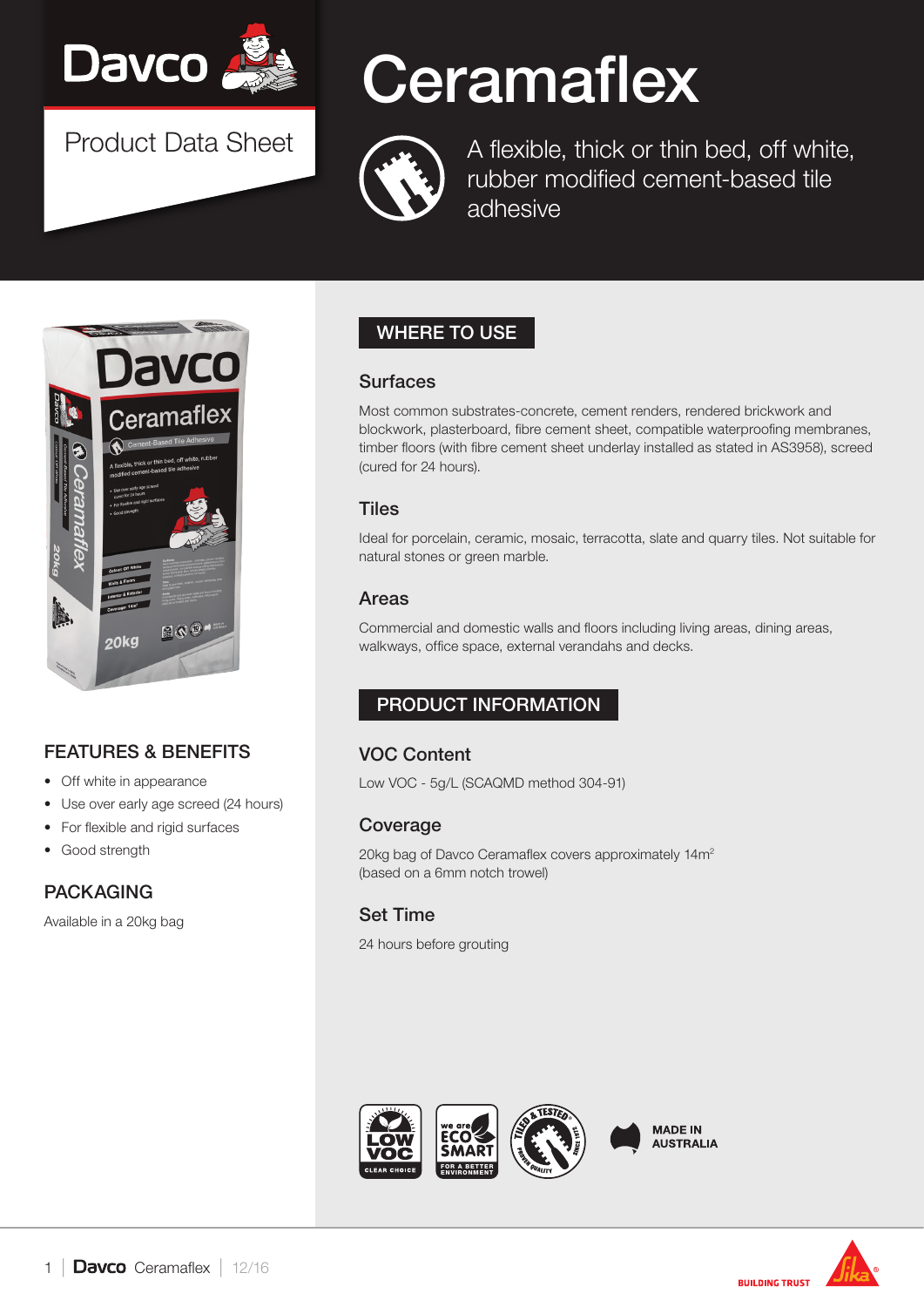# Ceramaflex

Davco

Product Data Sheet

A flexible, thick or thin bed, off white, rubber modified cement-based tile adhesive

## FEATURES & BENEFITS

- Off white in appearance
- Use over early age screed (24 hours)
- For flexible and rigid surfaces
- Good strength

## PACKAGING

Available in a 20kg bag

## WHERE TO USE

### Surfaces

Most common substrates-concrete, cement renders, rendered brickwork and blockwork, plasterboard, fibre cement sheet, compatible waterproofing membranes, timber floors (with fibre cement sheet underlay installed as stated in AS3958), screed (cured for 24 hours).

### Tiles

Ideal for porcelain, ceramic, mosaic, terracotta, slate and quarry tiles. Not suitable for natural stones or green marble.

### Areas

Commercial and domestic walls and floors including living areas, dining areas, walkways, office space, external verandahs and decks.

## PRODUCT INFORMATION

### VOC Content

Low VOC - 5g/L (SCAQMD method 304-91)

### Coverage

20kg bag of Davco Ceramaflex covers approximately 14m²
(based on a 6mm notch trowel)

### Set Time

24 hours before grouting

MADE IN AUSTRALIA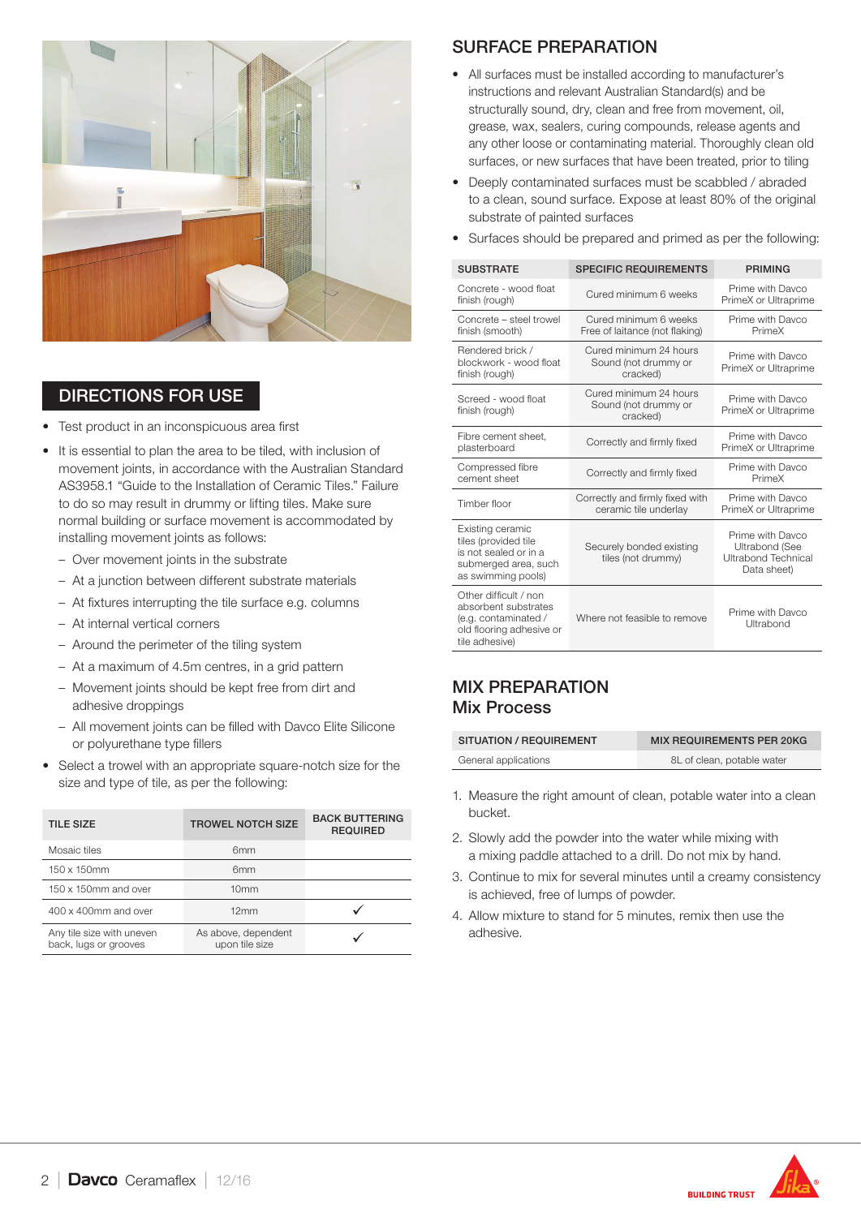## DIRECTIONS FOR USE

- Test product in an inconspicuous area first
- It is essential to plan the area to be tiled, with inclusion of movement joints, in accordance with the Australian Standard AS3958.1 "Guide to the Installation of Ceramic Tiles." Failure to do so may result in drummy or lifting tiles. Make sure normal building or surface movement is accommodated by installing movement joints as follows:
  - Over movement joints in the substrate
  - At a junction between different substrate materials
  - At fixtures interrupting the tile surface e.g. columns
  - At internal vertical corners
  - Around the perimeter of the tiling system
  - At a maximum of 4.5m centres, in a grid pattern
  - Movement joints should be kept free from dirt and adhesive droppings
  - All movement joints can be filled with Davco Elite Silicone or polyurethane type fillers
- Select a trowel with an appropriate square-notch size for the size and type of tile, as per the following:

| TILE SIZE | TROWEL NOTCH SIZE | BACK BUTTERING REQUIRED |
|---|---|---|
| Mosaic tiles | 6mm | |
| 150 x 150mm | 6mm | |
| 150 x 150mm and over | 10mm | |
| 400 x 400mm and over | 12mm | ✓ |
| Any tile size with uneven back, lugs or grooves | As above, dependent upon tile size | ✓ |

## SURFACE PREPARATION

- All surfaces must be installed according to manufacturer's instructions and relevant Australian Standard(s) and be structurally sound, dry, clean and free from movement, oil, grease, wax, sealers, curing compounds, release agents and any other loose or contaminating material. Thoroughly clean old surfaces, or new surfaces that have been treated, prior to tiling
- Deeply contaminated surfaces must be scabbled / abraded to a clean, sound surface. Expose at least 80% of the original substrate of painted surfaces
- Surfaces should be prepared and primed as per the following:

| SUBSTRATE | SPECIFIC REQUIREMENTS | PRIMING |
|---|---|---|
| Concrete - wood float finish (rough) | Cured minimum 6 weeks | Prime with Davco PrimeX or Ultraprime |
| Concrete – steel trowel finish (smooth) | Cured minimum 6 weeks Free of laitance (not flaking) | Prime with Davco PrimeX |
| Rendered brick / blockwork - wood float finish (rough) | Cured minimum 24 hours Sound (not drummy or cracked) | Prime with Davco PrimeX or Ultraprime |
| Screed - wood float finish (rough) | Cured minimum 24 hours Sound (not drummy or cracked) | Prime with Davco PrimeX or Ultraprime |
| Fibre cement sheet, plasterboard | Correctly and firmly fixed | Prime with Davco PrimeX or Ultraprime |
| Compressed fibre cement sheet | Correctly and firmly fixed | Prime with Davco PrimeX |
| Timber floor | Correctly and firmly fixed with ceramic tile underlay | Prime with Davco PrimeX or Ultraprime |
| Existing ceramic tiles (provided tile is not sealed or in a submerged area, such as swimming pools) | Securely bonded existing tiles (not drummy) | Prime with Davco Ultrabond (See Ultrabond Technical Data sheet) |
| Other difficult / non absorbent substrates (e.g. contaminated / old flooring adhesive or tile adhesive) | Where not feasible to remove | Prime with Davco Ultrabond |

## MIX PREPARATION
### Mix Process

| SITUATION / REQUIREMENT | MIX REQUIREMENTS PER 20KG |
|---|---|
| General applications | 8L of clean, potable water |

1. Measure the right amount of clean, potable water into a clean bucket.
2. Slowly add the powder into the water while mixing with a mixing paddle attached to a drill. Do not mix by hand.
3. Continue to mix for several minutes until a creamy consistency is achieved, free of lumps of powder.
4. Allow mixture to stand for 5 minutes, remix then use the adhesive.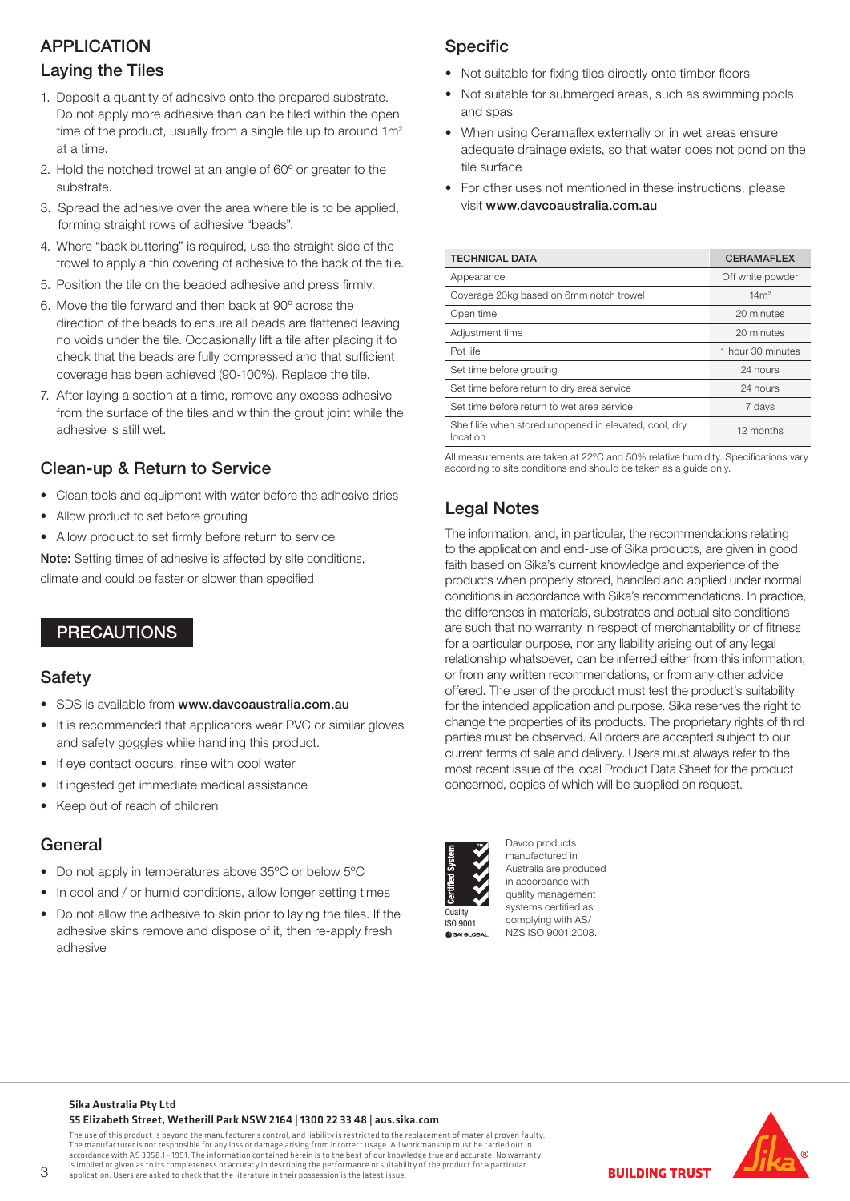# APPLICATION

## Laying the Tiles

1. Deposit a quantity of adhesive onto the prepared substrate. Do not apply more adhesive than can be tiled within the open time of the product, usually from a single tile up to around 1m$^2$ at a time.
2. Hold the notched trowel at an angle of 60º or greater to the substrate.
3. Spread the adhesive over the area where tile is to be applied, forming straight rows of adhesive "beads".
4. Where "back buttering" is required, use the straight side of the trowel to apply a thin covering of adhesive to the back of the tile.
5. Position the tile on the beaded adhesive and press firmly.
6. Move the tile forward and then back at 90º across the direction of the beads to ensure all beads are flattened leaving no voids under the tile. Occasionally lift a tile after placing it to check that the beads are fully compressed and that sufficient coverage has been achieved (90-100%). Replace the tile.
7. After laying a section at a time, remove any excess adhesive from the surface of the tiles and within the grout joint while the adhesive is still wet.

## Clean-up & Return to Service

- Clean tools and equipment with water before the adhesive dries
- Allow product to set before grouting
- Allow product to set firmly before return to service

**Note:** Setting times of adhesive is affected by site conditions, climate and could be faster or slower than specified

# PRECAUTIONS

## Safety

- SDS is available from **www.davcoaustralia.com.au**
- It is recommended that applicators wear PVC or similar gloves and safety goggles while handling this product.
- If eye contact occurs, rinse with cool water
- If ingested get immediate medical assistance
- Keep out of reach of children

## General

- Do not apply in temperatures above 35ºC or below 5ºC
- In cool and / or humid conditions, allow longer setting times
- Do not allow the adhesive to skin prior to laying the tiles. If the adhesive skins remove and dispose of it, then re-apply fresh adhesive

## Specific

- Not suitable for fixing tiles directly onto timber floors
- Not suitable for submerged areas, such as swimming pools and spas
- When using Ceramaflex externally or in wet areas ensure adequate drainage exists, so that water does not pond on the tile surface
- For other uses not mentioned in these instructions, please visit **www.davcoaustralia.com.au**

| TECHNICAL DATA | CERAMAFLEX |
|---|---|
| Appearance | Off white powder |
| Coverage 20kg based on 6mm notch trowel | 14m$^2$ |
| Open time | 20 minutes |
| Adjustment time | 20 minutes |
| Pot life | 1 hour 30 minutes |
| Set time before grouting | 24 hours |
| Set time before return to dry area service | 24 hours |
| Set time before return to wet area service | 7 days |
| Shelf life when stored unopened in elevated, cool, dry location | 12 months |

All measurements are taken at 22ºC and 50% relative humidity. Specifications vary according to site conditions and should be taken as a guide only.

## Legal Notes

The information, and, in particular, the recommendations relating to the application and end-use of Sika products, are given in good faith based on Sika's current knowledge and experience of the products when properly stored, handled and applied under normal conditions in accordance with Sika's recommendations. In practice, the differences in materials, substrates and actual site conditions are such that no warranty in respect of merchantability or of fitness for a particular purpose, nor any liability arising out of any legal relationship whatsoever, can be inferred either from this information, or from any written recommendations, or from any other advice offered. The user of the product must test the product's suitability for the intended application and purpose. Sika reserves the right to change the properties of its products. The proprietary rights of third parties must be observed. All orders are accepted subject to our current terms of sale and delivery. Users must always refer to the most recent issue of the local Product Data Sheet for the product concerned, copies of which will be supplied on request.

Certified System
Quality
ISO 9001
SAI GLOBAL

Davco products manufactured in Australia are produced in accordance with quality management systems certified as complying with AS/NZS ISO 9001:2008.

**Sika Australia Pty Ltd**
**55 Elizabeth Street, Wetherill Park NSW 2164 | 1300 22 33 48 | aus.sika.com**

The use of this product is beyond the manufacturer's control, and liability is restricted to the replacement of material proven faulty. The manufacturer is not responsible for any loss or damage arising from incorrect usage. All workmanship must be carried out in accordance with AS 3958.1 - 1991. The information contained herein is to the best of our knowledge true and accurate. No warranty is implied or given as to its completeness or accuracy in describing the performance or suitability of the product for a particular application. Users are asked to check that the literature in their possession is the latest issue.

BUILDING TRUST